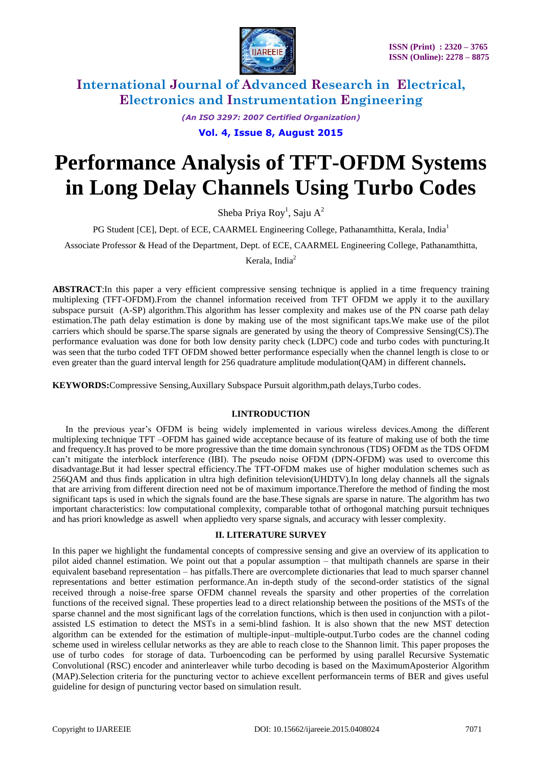# Performance Analysis of TFT-OFDM Systems in Long Delay Channels Using Turbo Codes

Sheba Priya Roy[1], Saju A[2]

PG Student [CE], Dept. of ECE, CAARMEL Engineering College, Pathanamthitta, Kerala, India[1]

Associate Professor & Head of the Department, Dept. of ECE, CAARMEL Engineering College, Pathanamthitta, Kerala, India[2]

**ABSTRACT**:In this paper a very efficient compressive sensing technique is applied in a time frequency training multiplexing (TFT-OFDM).From the channel information received from TFT OFDM we apply it to the auxillary subspace pursuit (A-SP) algorithm.This algorithm has lesser complexity and makes use of the PN coarse path delay estimation.The path delay estimation is done by making use of the most significant taps.We make use of the pilot carriers which should be sparse.The sparse signals are generated by using the theory of Compressive Sensing(CS).The performance evaluation was done for both low density parity check (LDPC) code and turbo codes with puncturing.It was seen that the turbo coded TFT OFDM showed better performance especially when the channel length is close to or even greater than the guard interval length for 256 quadrature amplitude modulation(QAM) in different channels**.**

**KEYWORDS:**Compressive Sensing,Auxillary Subspace Pursuit algorithm,path delays,Turbo codes.

## I.INTRODUCTION

In the previous year's OFDM is being widely implemented in various wireless devices.Among the different multiplexing technique TFT –OFDM has gained wide acceptance because of its feature of making use of both the time and frequency.It has proved to be more progressive than the time domain synchronous (TDS) OFDM as the TDS OFDM can't mitigate the interblock interference (IBI). The pseudo noise OFDM (DPN-OFDM) was used to overcome this disadvantage.But it had lesser spectral efficiency.The TFT-OFDM makes use of higher modulation schemes such as 256QAM and thus finds application in ultra high definition television(UHDTV).In long delay channels all the signals that are arriving from different direction need not be of maximum importance.Therefore the method of finding the most significant taps is used in which the signals found are the base.These signals are sparse in nature. The algorithm has two important characteristics: low computational complexity, comparable tothat of orthogonal matching pursuit techniques and has priori knowledge as aswell when appliedto very sparse signals, and accuracy with lesser complexity.

## II. LITERATURE SURVEY

In this paper we highlight the fundamental concepts of compressive sensing and give an overview of its application to pilot aided channel estimation. We point out that a popular assumption – that multipath channels are sparse in their equivalent baseband representation – has pitfalls.There are overcomplete dictionaries that lead to much sparser channel representations and better estimation performance.An in-depth study of the second-order statistics of the signal received through a noise-free sparse OFDM channel reveals the sparsity and other properties of the correlation functions of the received signal. These properties lead to a direct relationship between the positions of the MSTs of the sparse channel and the most significant lags of the correlation functions, which is then used in conjunction with a pilot-assisted LS estimation to detect the MSTs in a semi-blind fashion. It is also shown that the new MST detection algorithm can be extended for the estimation of multiple-input–multiple-output.Turbo codes are the channel coding scheme used in wireless cellular networks as they are able to reach close to the Shannon limit. This paper proposes the use of turbo codes for storage of data. Turboencoding can be performed by using parallel Recursive Systematic Convolutional (RSC) encoder and aninterleaver while turbo decoding is based on the MaximumAposterior Algorithm (MAP).Selection criteria for the puncturing vector to achieve excellent performancein terms of BER and gives useful guideline for design of puncturing vector based on simulation result.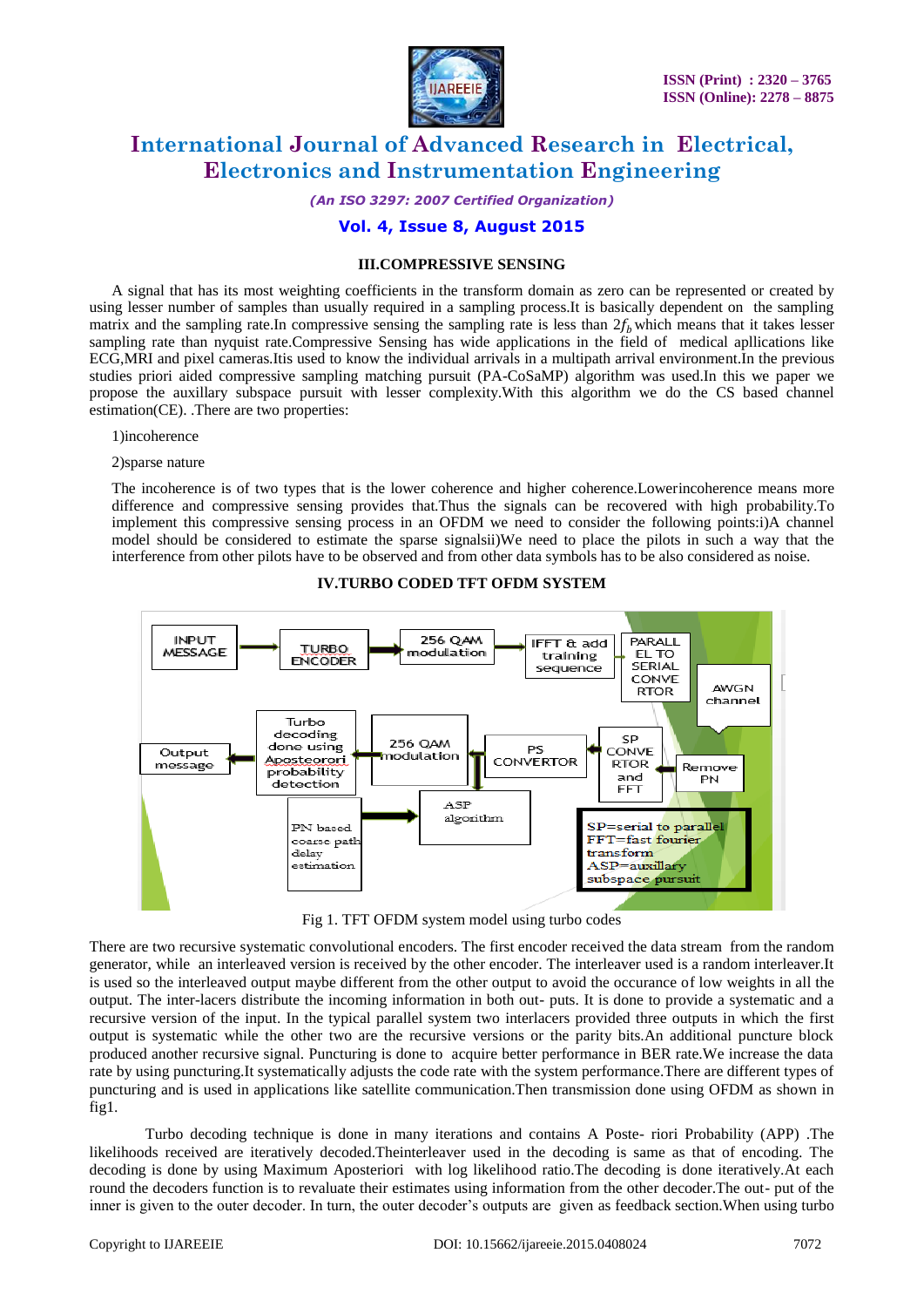### III.COMPRESSIVE SENSING

A signal that has its most weighting coefficients in the transform domain as zero can be represented or created by using lesser number of samples than usually required in a sampling process.It is basically dependent on the sampling matrix and the sampling rate.In compressive sensing the sampling rate is less than $2f_b$ which means that it takes lesser sampling rate than nyquist rate.Compressive Sensing has wide applications in the field of medical apllications like ECG,MRI and pixel cameras.Itis used to know the individual arrivals in a multipath arrival environment.In the previous studies priori aided compressive sampling matching pursuit (PA-CoSaMP) algorithm was used.In this we paper we propose the auxillary subspace pursuit with lesser complexity.With this algorithm we do the CS based channel estimation(CE). .There are two properties:

1)incoherence

2)sparse nature

The incoherence is of two types that is the lower coherence and higher coherence.Lowerincoherence means more difference and compressive sensing provides that.Thus the signals can be recovered with high probability.To implement this compressive sensing process in an OFDM we need to consider the following points:i)A channel model should be considered to estimate the sparse signalsii)We need to place the pilots in such a way that the interference from other pilots have to be observed and from other data symbols has to be also considered as noise.

### IV.TURBO CODED TFT OFDM SYSTEM

Fig 1. TFT OFDM system model using turbo codes

There are two recursive systematic convolutional encoders. The first encoder received the data stream from the random generator, while an interleaved version is received by the other encoder. The interleaver used is a random interleaver.It is used so the interleaved output maybe different from the other output to avoid the occurance of low weights in all the output. The inter-lacers distribute the incoming information in both out- puts. It is done to provide a systematic and a recursive version of the input. In the typical parallel system two interlacers provided three outputs in which the first output is systematic while the other two are the recursive versions or the parity bits.An additional puncture block produced another recursive signal. Puncturing is done to acquire better performance in BER rate.We increase the data rate by using puncturing.It systematically adjusts the code rate with the system performance.There are different types of puncturing and is used in applications like satellite communication.Then transmission done using OFDM as shown in fig1.

Turbo decoding technique is done in many iterations and contains A Poste- riori Probability (APP) .The likelihoods received are iteratively decoded.Theinterleaver used in the decoding is same as that of encoding. The decoding is done by using Maximum Aposteriori with log likelihood ratio.The decoding is done iteratively.At each round the decoders function is to revaluate their estimates using information from the other decoder.The out- put of the inner is given to the outer decoder. In turn, the outer decoder's outputs are given as feedback section.When using turbo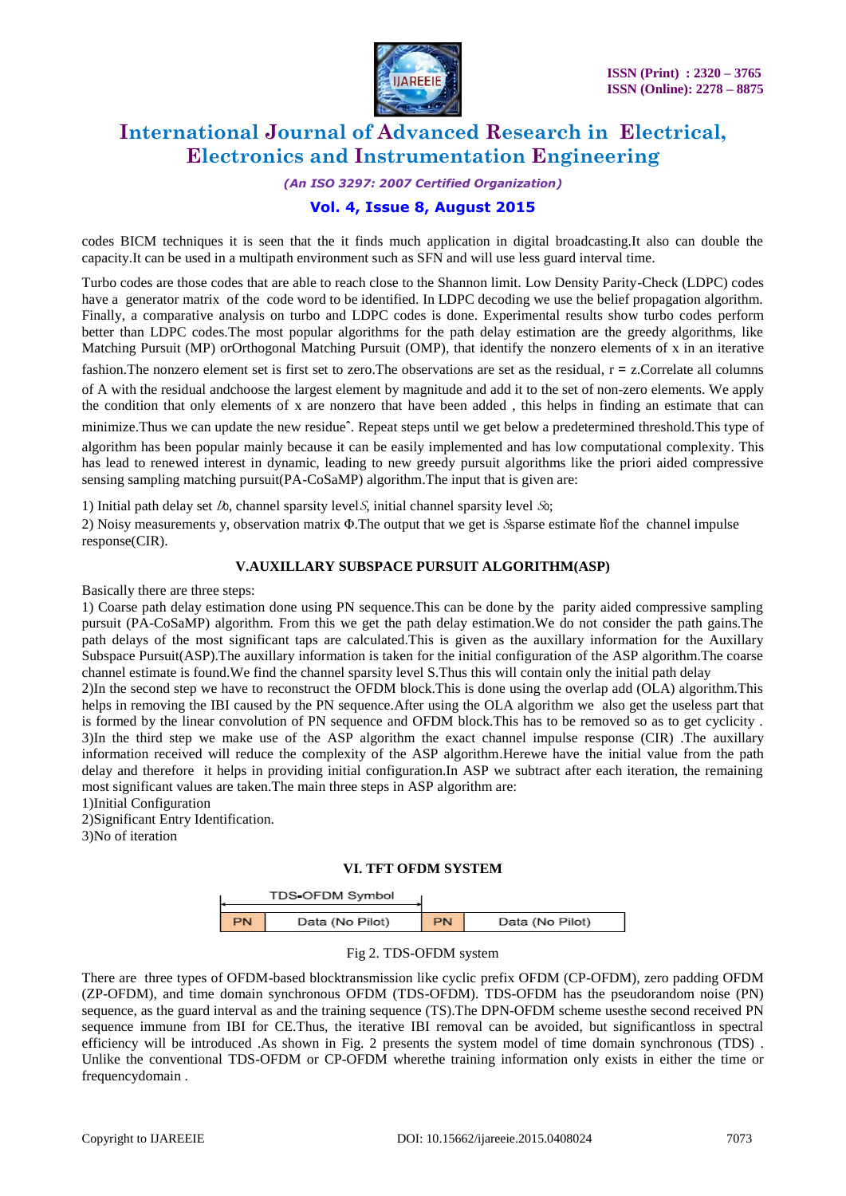codes BICM techniques it is seen that the it finds much application in digital broadcasting.It also can double the capacity.It can be used in a multipath environment such as SFN and will use less guard interval time.

Turbo codes are those codes that are able to reach close to the Shannon limit. Low Density Parity-Check (LDPC) codes have a generator matrix of the code word to be identified. In LDPC decoding we use the belief propagation algorithm. Finally, a comparative analysis on turbo and LDPC codes is done. Experimental results show turbo codes perform better than LDPC codes.The most popular algorithms for the path delay estimation are the greedy algorithms, like Matching Pursuit (MP) orOrthogonal Matching Pursuit (OMP), that identify the nonzero elements of x in an iterative fashion.The nonzero element set is first set to zero.The observations are set as the residual, r = z.Correlate all columns of A with the residual andchoose the largest element by magnitude and add it to the set of non-zero elements. We apply the condition that only elements of x are nonzero that have been added , this helps in finding an estimate that can minimize.Thus we can update the new residueˆ. Repeat steps until we get below a predetermined threshold.This type of algorithm has been popular mainly because it can be easily implemented and has low computational complexity. This has lead to renewed interest in dynamic, leading to new greedy pursuit algorithms like the priori aided compressive sensing sampling matching pursuit(PA-CoSaMP) algorithm.The input that is given are:

1) Initial path delay set $D_0$, channel sparsity level $S$, initial channel sparsity level $S_0$;

2) Noisy measurements y, observation matrix Φ.The output that we get is $S$sparse estimate $\hat{h}$of the channel impulse response(CIR).

## V.AUXILLARY SUBSPACE PURSUIT ALGORITHM(ASP)

Basically there are three steps:

1) Coarse path delay estimation done using PN sequence.This can be done by the parity aided compressive sampling pursuit (PA-CoSaMP) algorithm. From this we get the path delay estimation.We do not consider the path gains.The path delays of the most significant taps are calculated.This is given as the auxillary information for the Auxillary Subspace Pursuit(ASP).The auxillary information is taken for the initial configuration of the ASP algorithm.The coarse channel estimate is found.We find the channel sparsity level S.Thus this will contain only the initial path delay

2)In the second step we have to reconstruct the OFDM block.This is done using the overlap add (OLA) algorithm.This helps in removing the IBI caused by the PN sequence.After using the OLA algorithm we also get the useless part that is formed by the linear convolution of PN sequence and OFDM block.This has to be removed so as to get cyclicity .

3)In the third step we make use of the ASP algorithm the exact channel impulse response (CIR) .The auxillary information received will reduce the complexity of the ASP algorithm.Herewe have the initial value from the path delay and therefore it helps in providing initial configuration.In ASP we subtract after each iteration, the remaining most significant values are taken.The main three steps in ASP algorithm are:

1)Initial Configuration

2)Significant Entry Identification.

3)No of iteration

## VI. TFT OFDM SYSTEM

| TDS-OFDM Symbol | | | |
|---|---|---|---|
| PN | Data (No Pilot) | PN | Data (No Pilot) |

Fig 2. TDS-OFDM system

There are three types of OFDM-based blocktransmission like cyclic prefix OFDM (CP-OFDM), zero padding OFDM (ZP-OFDM), and time domain synchronous OFDM (TDS-OFDM). TDS-OFDM has the pseudorandom noise (PN) sequence, as the guard interval as and the training sequence (TS).The DPN-OFDM scheme usesthe second received PN sequence immune from IBI for CE.Thus, the iterative IBI removal can be avoided, but significantloss in spectral efficiency will be introduced .As shown in Fig. 2 presents the system model of time domain synchronous (TDS) . Unlike the conventional TDS-OFDM or CP-OFDM wherethe training information only exists in either the time or frequencydomain .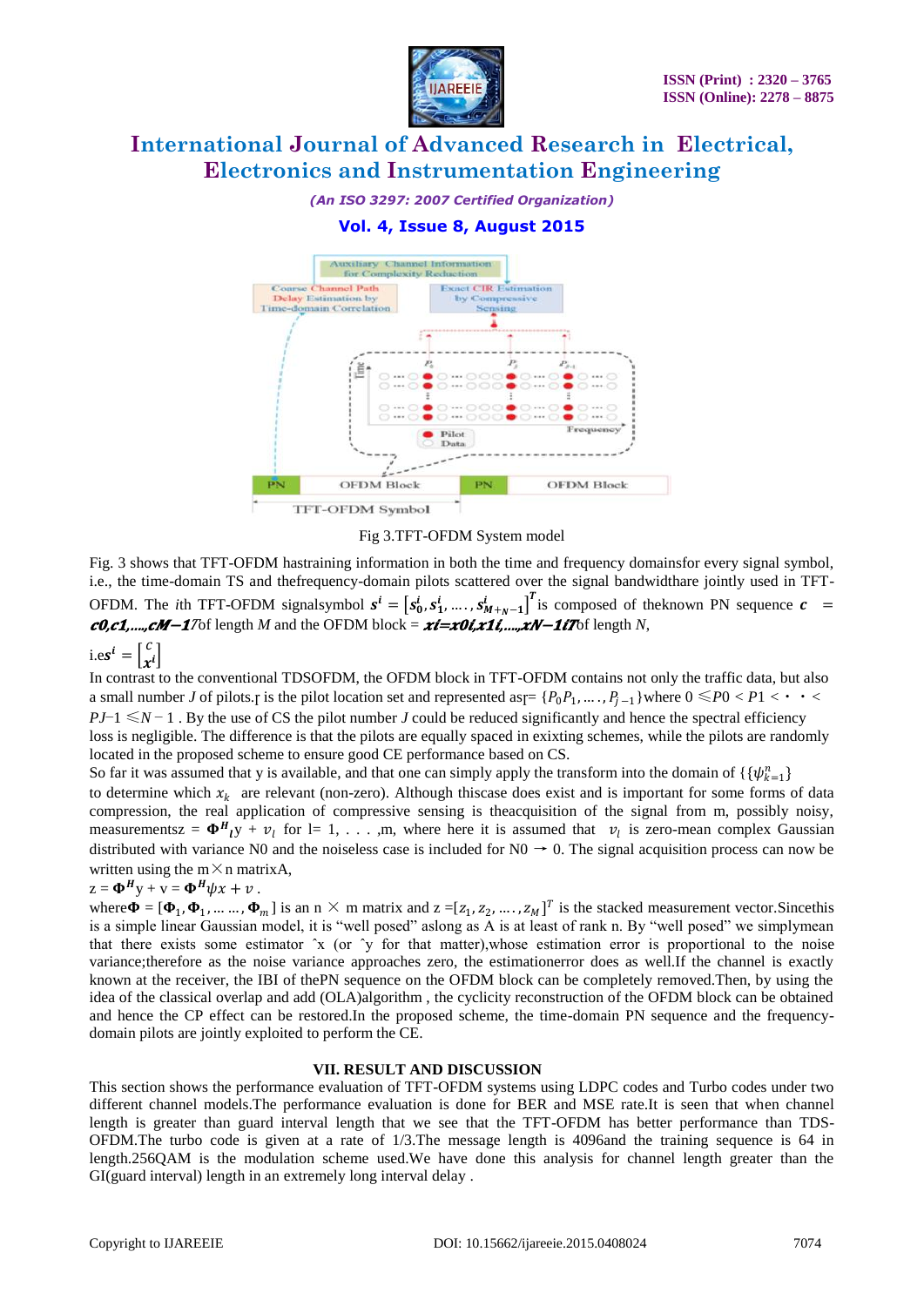Fig 3.TFT-OFDM System model

Fig. 3 shows that TFT-OFDM hastraining information in both the time and frequency domainsfor every signal symbol, i.e., the time-domain TS and thefrequency-domain pilots scattered over the signal bandwidthare jointly used in TFT-OFDM. The *i*th TFT-OFDM signalsymbol $\boldsymbol{s}^i = \left[s_0^i, s_1^i, \ldots, s_{M+N-1}^i\right]^T$ is composed of theknown PN sequence $\boldsymbol{c} = \boldsymbol{c0,c1,\ldots,cM-1T}$ of length *M* and the OFDM block = $\boldsymbol{xi=x0i,x1i,\ldots,xN-1iT}$ of length *N*,

i.e $\boldsymbol{s}^i = \begin{bmatrix} c \\ x^i \end{bmatrix}$

In contrast to the conventional TDSOFDM, the OFDM block in TFT-OFDM contains not only the traffic data, but also a small number *J* of pilots.Ґ is the pilot location set and represented asҐ= $\{P_0 P_1, \ldots, P_{J-1}\}$where $0 \leqslant P0 < P1 < \cdots < PJ-1 \leqslant N-1$ . By the use of CS the pilot number *J* could be reduced significantly and hence the spectral efficiency loss is negligible. The difference is that the pilots are equally spaced in exixting schemes, while the pilots are randomly located in the proposed scheme to ensure good CE performance based on CS.

So far it was assumed that y is available, and that one can simply apply the transform into the domain of $\{\{\psi_{k=1}^n\}$ to determine which $x_k$ are relevant (non-zero). Although thiscase does exist and is important for some forms of data compression, the real application of compressive sensing is theacquisition of the signal from m, possibly noisy, measurementsz = $\boldsymbol{\Phi}^{\boldsymbol{H}}{}_l y + v_l$ for l= 1, . . . ,m, where here it is assumed that $v_l$ is zero-mean complex Gaussian distributed with variance N0 and the noiseless case is included for N0 → 0. The signal acquisition process can now be written using the m×n matrixA,

$z = \boldsymbol{\Phi}^{\boldsymbol{H}} y + v = \boldsymbol{\Phi}^{\boldsymbol{H}} \psi x + v$ .

where$\boldsymbol{\Phi} = [\boldsymbol{\Phi}_1, \boldsymbol{\Phi}_1, \ldots \ldots, \boldsymbol{\Phi}_m]$ is an n × m matrix and z =$[z_1, z_2, \ldots, z_M]^T$ is the stacked measurement vector.Sincethis is a simple linear Gaussian model, it is "well posed" aslong as A is at least of rank n. By "well posed" we simplymean that there exists some estimator ˆx (or ˆy for that matter),whose estimation error is proportional to the noise variance;therefore as the noise variance approaches zero, the estimationerror does as well.If the channel is exactly known at the receiver, the IBI of thePN sequence on the OFDM block can be completely removed.Then, by using the idea of the classical overlap and add (OLA)algorithm , the cyclicity reconstruction of the OFDM block can be obtained and hence the CP effect can be restored.In the proposed scheme, the time-domain PN sequence and the frequency-domain pilots are jointly exploited to perform the CE.

## VII. RESULT AND DISCUSSION

This section shows the performance evaluation of TFT-OFDM systems using LDPC codes and Turbo codes under two different channel models.The performance evaluation is done for BER and MSE rate.It is seen that when channel length is greater than guard interval length that we see that the TFT-OFDM has better performance than TDS-OFDM.The turbo code is given at a rate of 1/3.The message length is 4096and the training sequence is 64 in length.256QAM is the modulation scheme used.We have done this analysis for channel length greater than the GI(guard interval) length in an extremely long interval delay .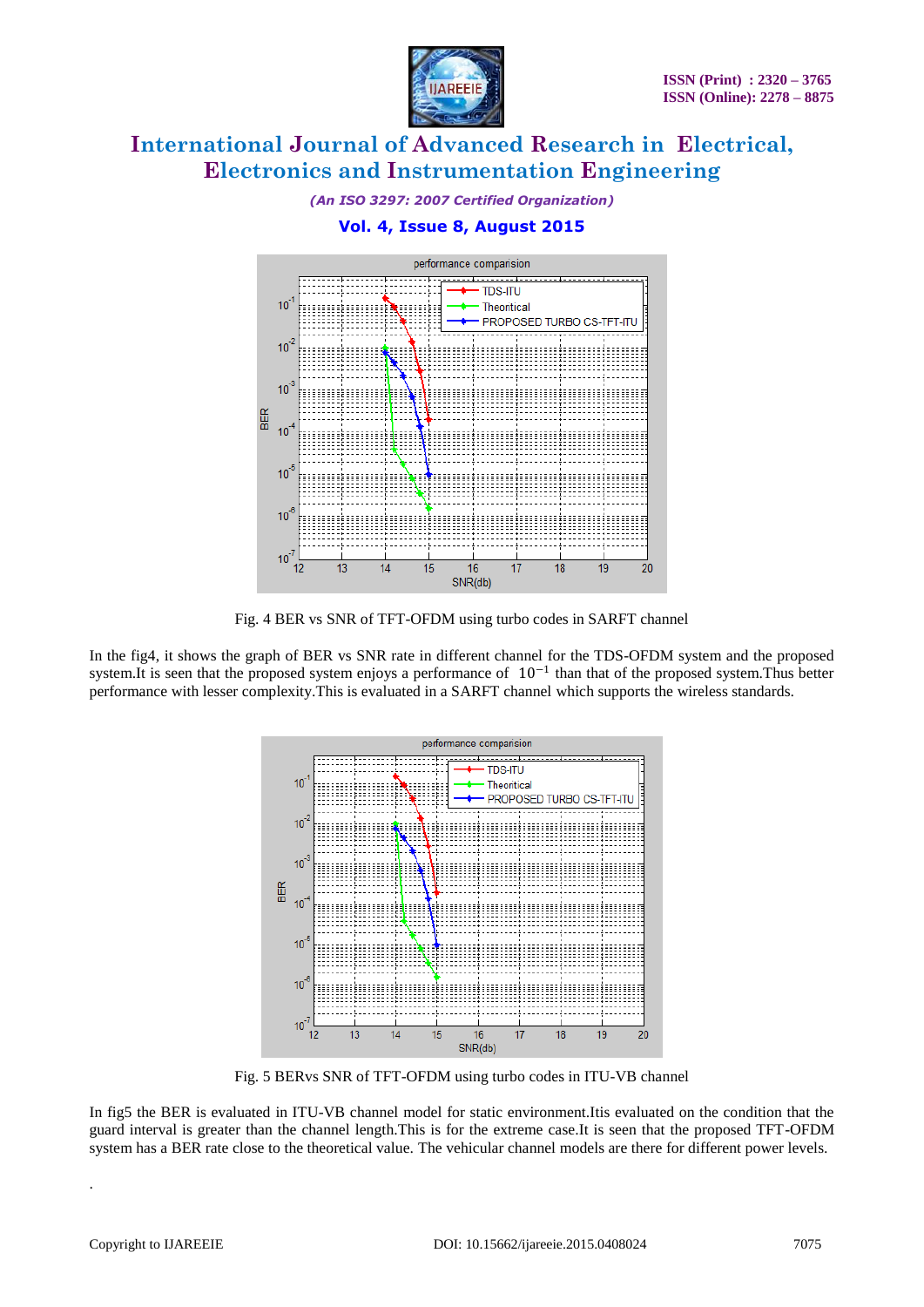Fig. 4 BER vs SNR of TFT-OFDM using turbo codes in SARFT channel

In the fig4, it shows the graph of BER vs SNR rate in different channel for the TDS-OFDM system and the proposed system.It is seen that the proposed system enjoys a performance of $10^{-1}$ than that of the proposed system.Thus better performance with lesser complexity.This is evaluated in a SARFT channel which supports the wireless standards.

Fig. 5 BERvs SNR of TFT-OFDM using turbo codes in ITU-VB channel

In fig5 the BER is evaluated in ITU-VB channel model for static environment.Itis evaluated on the condition that the guard interval is greater than the channel length.This is for the extreme case.It is seen that the proposed TFT-OFDM system has a BER rate close to the theoretical value. The vehicular channel models are there for different power levels.

.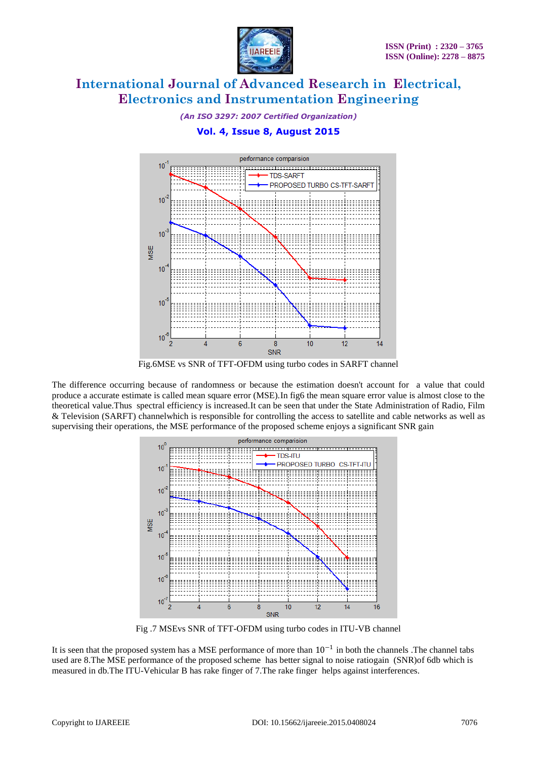Fig.6MSE vs SNR of TFT-OFDM using turbo codes in SARFT channel

The difference occurring because of randomness or because the estimation doesn't account for a value that could produce a accurate estimate is called mean square error (MSE).In fig6 the mean square error value is almost close to the theoretical value.Thus spectral efficiency is increased.It can be seen that under the State Administration of Radio, Film & Television (SARFT) channelwhich is responsible for controlling the access to satellite and cable networks as well as supervising their operations, the MSE performance of the proposed scheme enjoys a significant SNR gain

Fig .7 MSEvs SNR of TFT-OFDM using turbo codes in ITU-VB channel

It is seen that the proposed system has a MSE performance of more than $10^{-1}$ in both the channels .The channel tabs used are 8.The MSE performance of the proposed scheme has better signal to noise ratiogain (SNR)of 6db which is measured in db.The ITU-Vehicular B has rake finger of 7.The rake finger helps against interferences.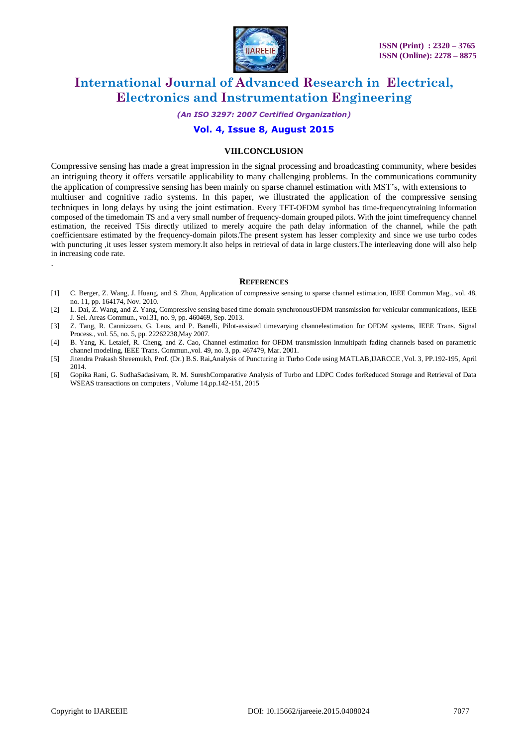## VIII.CONCLUSION

Compressive sensing has made a great impression in the signal processing and broadcasting community, where besides an intriguing theory it offers versatile applicability to many challenging problems. In the communications community the application of compressive sensing has been mainly on sparse channel estimation with MST's, with extensions to multiuser and cognitive radio systems. In this paper, we illustrated the application of the compressive sensing techniques in long delays by using the joint estimation. Every TFT-OFDM symbol has time-frequencytraining information composed of the timedomain TS and a very small number of frequency-domain grouped pilots. With the joint timefrequency channel estimation, the received TSis directly utilized to merely acquire the path delay information of the channel, while the path coefficientsare estimated by the frequency-domain pilots.The present system has lesser complexity and since we use turbo codes with puncturing ,it uses lesser system memory.It also helps in retrieval of data in large clusters.The interleaving done will also help in increasing code rate.

.

## REFERENCES

[1] C. Berger, Z. Wang, J. Huang, and S. Zhou, Application of compressive sensing to sparse channel estimation, IEEE Commun Mag., vol. 48, no. 11, pp. 164174, Nov. 2010.

[2] L. Dai, Z. Wang, and Z. Yang, Compressive sensing based time domain synchronousOFDM transmission for vehicular communications, IEEE J. Sel. Areas Commun., vol.31, no. 9, pp. 460469, Sep. 2013.

[3] Z. Tang, R. Cannizzaro, G. Leus, and P. Banelli, Pilot-assisted timevarying channelestimation for OFDM systems, IEEE Trans. Signal Process., vol. 55, no. 5, pp. 22262238,May 2007.

[4] B. Yang, K. Letaief, R. Cheng, and Z. Cao, Channel estimation for OFDM transmission inmultipath fading channels based on parametric channel modeling, IEEE Trans. Commun.,vol. 49, no. 3, pp. 467479, Mar. 2001.

[5] Jitendra Prakash Shreemukh, Prof. (Dr.) B.S. Rai,**Analysis** of Puncturing in Turbo Code using MATLAB,IJARCCE ,Vol. 3, PP.192-195, April 2014.

[6] Gopika Rani, G. SudhaSadasivam, R. M. SureshComparative Analysis of Turbo and LDPC Codes forReduced Storage and Retrieval of Data WSEAS transactions on computers , Volume 14,pp.142-151, 2015